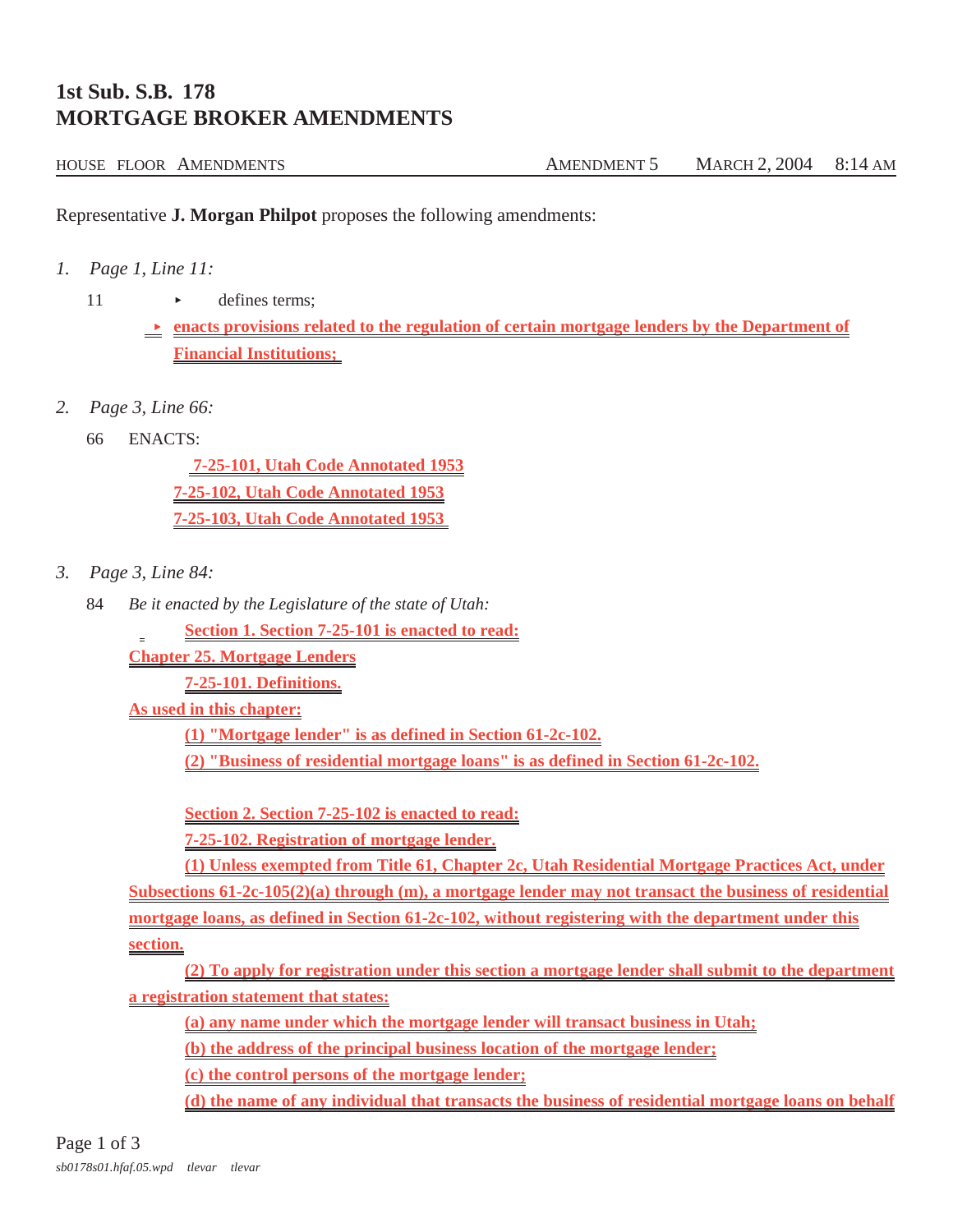# 1st Sub. S.B. 178
# MORTGAGE BROKER AMENDMENTS

HOUSE FLOOR AMENDMENTS — AMENDMENT 5 — MARCH 2, 2004 8:14 AM

Representative **J. Morgan Philpot** proposes the following amendments:

*1. Page 1, Line 11:*

11 ▸ defines terms;

▸ **enacts provisions related to the regulation of certain mortgage lenders by the Department of Financial Institutions;**

*2. Page 3, Line 66:*

66 ENACTS:

**7-25-101, Utah Code Annotated 1953**
**7-25-102, Utah Code Annotated 1953**
**7-25-103, Utah Code Annotated 1953**

*3. Page 3, Line 84:*

84 *Be it enacted by the Legislature of the state of Utah:*

**Section 1. Section 7-25-101 is enacted to read:**

**Chapter 25. Mortgage Lenders**

**7-25-101. Definitions.**

**As used in this chapter:**

**(1) "Mortgage lender" is as defined in Section 61-2c-102.**

**(2) "Business of residential mortgage loans" is as defined in Section 61-2c-102.**

**Section 2. Section 7-25-102 is enacted to read:**

**7-25-102. Registration of mortgage lender.**

**(1) Unless exempted from Title 61, Chapter 2c, Utah Residential Mortgage Practices Act, under Subsections 61-2c-105(2)(a) through (m), a mortgage lender may not transact the business of residential mortgage loans, as defined in Section 61-2c-102, without registering with the department under this section.**

**(2) To apply for registration under this section a mortgage lender shall submit to the department a registration statement that states:**

**(a) any name under which the mortgage lender will transact business in Utah;**

**(b) the address of the principal business location of the mortgage lender;**

**(c) the control persons of the mortgage lender;**

**(d) the name of any individual that transacts the business of residential mortgage loans on behalf**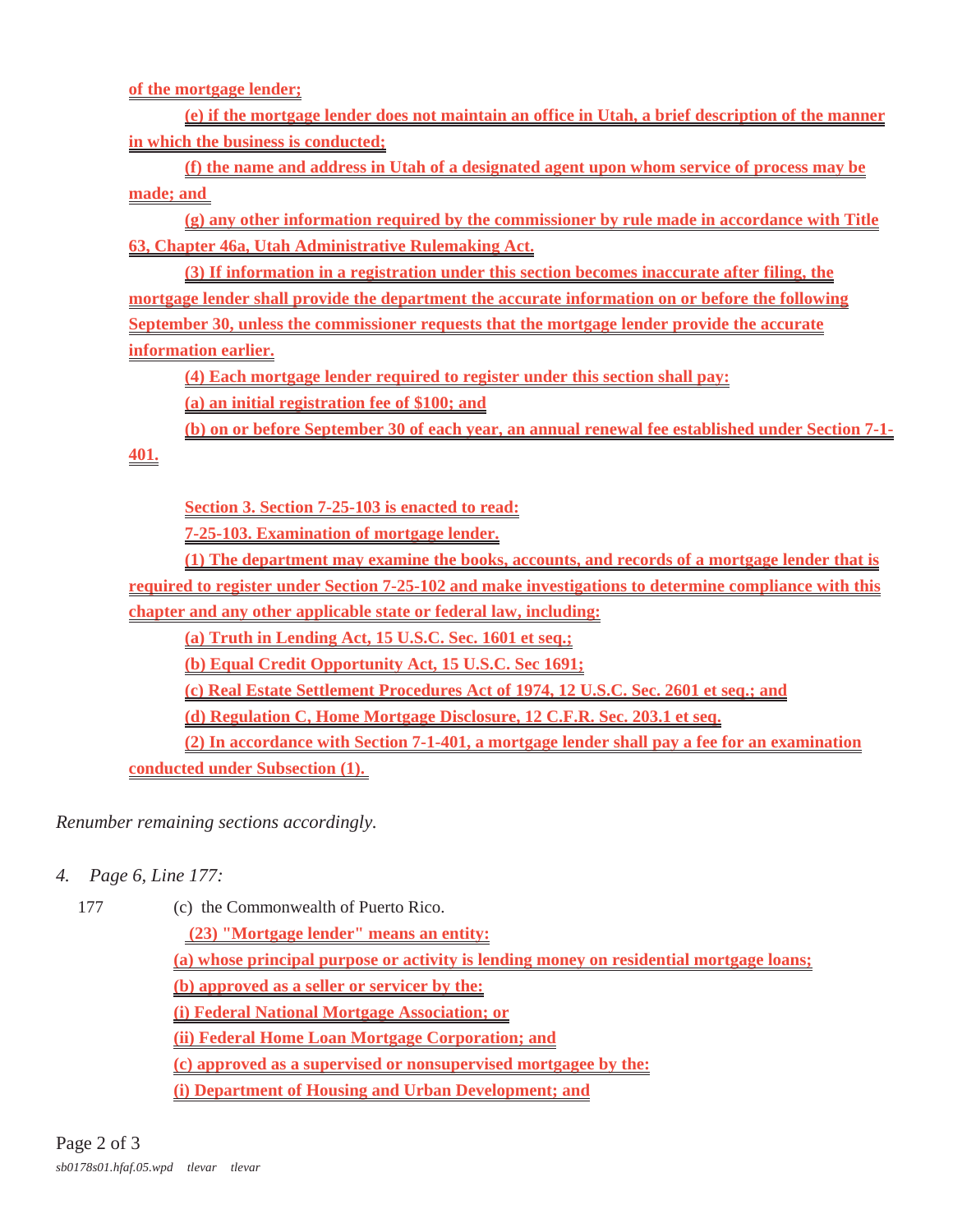of the mortgage lender;

(e) if the mortgage lender does not maintain an office in Utah, a brief description of the manner in which the business is conducted;

(f) the name and address in Utah of a designated agent upon whom service of process may be made; and

(g) any other information required by the commissioner by rule made in accordance with Title 63, Chapter 46a, Utah Administrative Rulemaking Act.

(3) If information in a registration under this section becomes inaccurate after filing, the mortgage lender shall provide the department the accurate information on or before the following September 30, unless the commissioner requests that the mortgage lender provide the accurate information earlier.

(4) Each mortgage lender required to register under this section shall pay:

(a) an initial registration fee of $100; and

(b) on or before September 30 of each year, an annual renewal fee established under Section 7-1-401.

Section 3. Section 7-25-103 is enacted to read:

7-25-103. Examination of mortgage lender.

(1) The department may examine the books, accounts, and records of a mortgage lender that is required to register under Section 7-25-102 and make investigations to determine compliance with this chapter and any other applicable state or federal law, including:

(a) Truth in Lending Act, 15 U.S.C. Sec. 1601 et seq.;

(b) Equal Credit Opportunity Act, 15 U.S.C. Sec 1691;

(c) Real Estate Settlement Procedures Act of 1974, 12 U.S.C. Sec. 2601 et seq.; and

(d) Regulation C, Home Mortgage Disclosure, 12 C.F.R. Sec. 203.1 et seq.

(2) In accordance with Section 7-1-401, a mortgage lender shall pay a fee for an examination conducted under Subsection (1).

*Renumber remaining sections accordingly.*

4. *Page 6, Line 177:*

177 (c) the Commonwealth of Puerto Rico.

(23) "Mortgage lender" means an entity:

(a) whose principal purpose or activity is lending money on residential mortgage loans;

(b) approved as a seller or servicer by the:

(i) Federal National Mortgage Association; or

(ii) Federal Home Loan Mortgage Corporation; and

(c) approved as a supervised or nonsupervised mortgagee by the:

(i) Department of Housing and Urban Development; and

*sb0178s01.hfaf.05.wpd tlevar tlevar*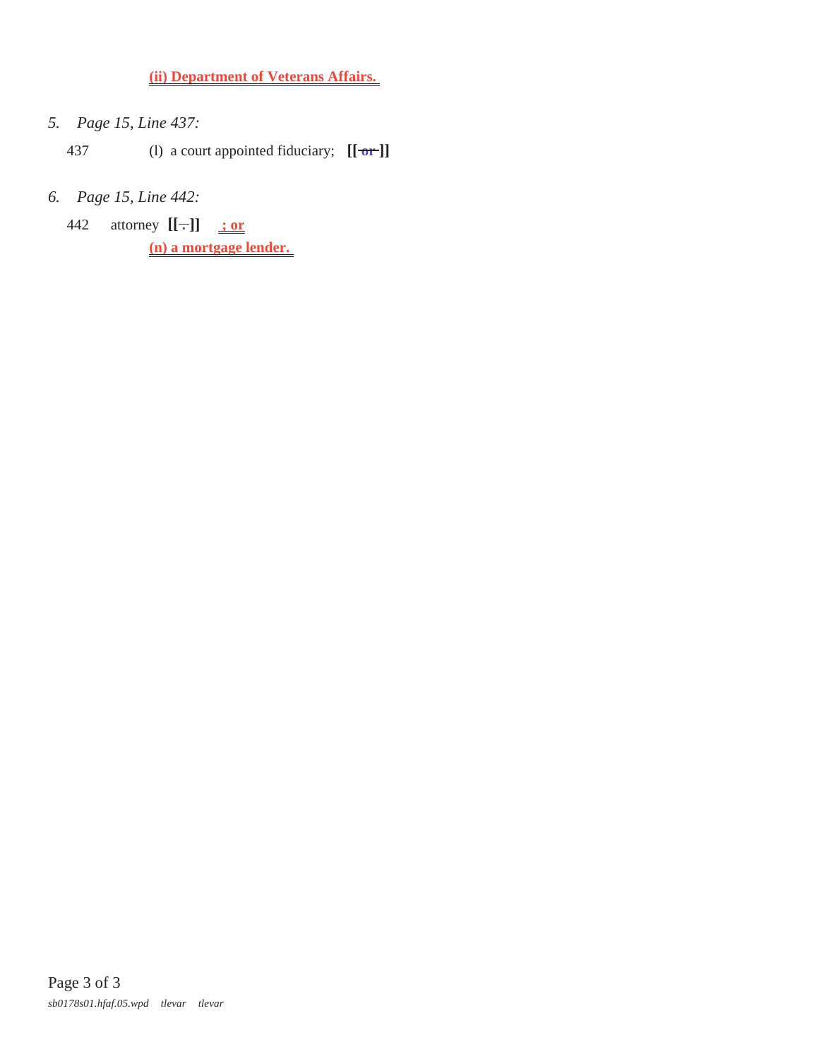(ii) Department of Veterans Affairs.

5. *Page 15, Line 437:*

437 (l) a court appointed fiduciary; [[ or ]]

6. *Page 15, Line 442:*

442 attorney [[ . ]] ; or

(n) a mortgage lender.